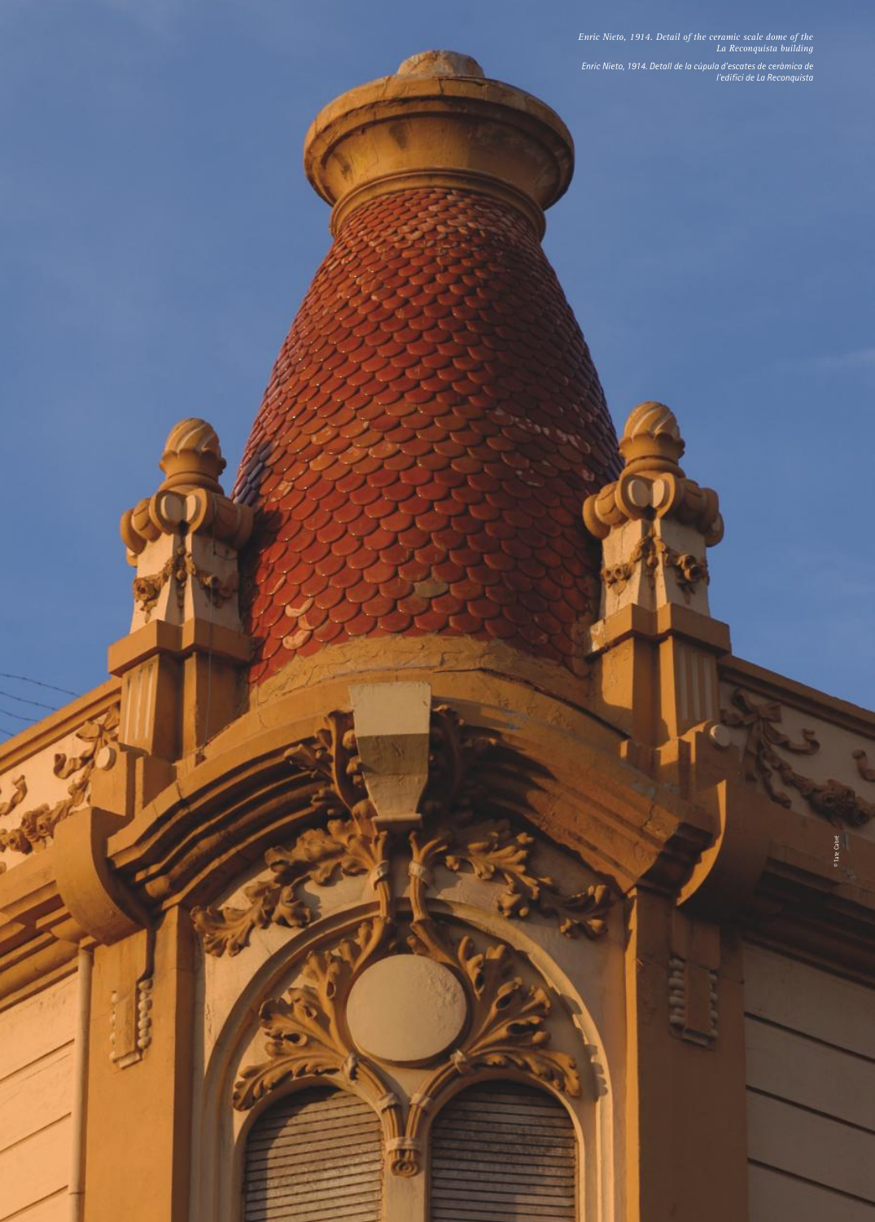*Enric Nieto, 1914. Detail of the ceramic scale dome of the La Reconquista building*

*Enric Nieto, 1914. Detall de la cúpula d'escates de ceràmica de l'edifici de La Reconquista*

© Tate Cabré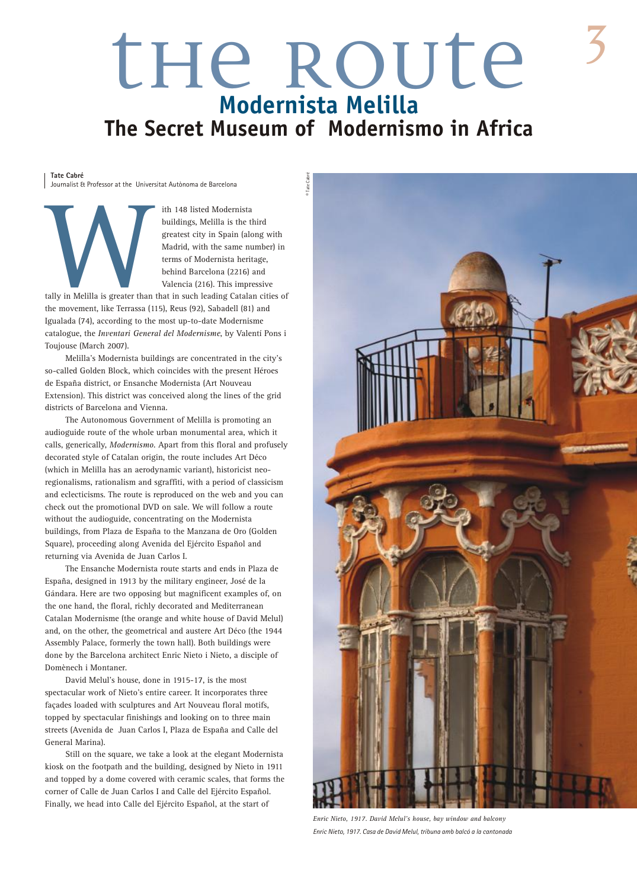# THE ROUTE

## Modernista Melilla

## The Secret Museum of Modernismo in Africa

**Tate Cabré**
Journalist & Professor at the Universitat Autònoma de Barcelona

With 148 listed Modernista buildings, Melilla is the third greatest city in Spain (along with Madrid, with the same number) in terms of Modernista heritage, behind Barcelona (2216) and Valencia (216). This impressive tally in Melilla is greater than that in such leading Catalan cities of the movement, like Terrassa (115), Reus (92), Sabadell (81) and Igualada (74), according to the most up-to-date Modernisme catalogue, the *Inventari General del Modernisme*, by Valentí Pons i Toujouse (March 2007).

Melilla's Modernista buildings are concentrated in the city's so-called Golden Block, which coincides with the present Héroes de España district, or Ensanche Modernista (Art Nouveau Extension). This district was conceived along the lines of the grid districts of Barcelona and Vienna.

The Autonomous Government of Melilla is promoting an audioguide route of the whole urban monumental area, which it calls, generically, *Modernismo*. Apart from this floral and profusely decorated style of Catalan origin, the route includes Art Déco (which in Melilla has an aerodynamic variant), historicist neo-regionalisms, rationalism and sgraffiti, with a period of classicism and eclecticisms. The route is reproduced on the web and you can check out the promotional DVD on sale. We will follow a route without the audioguide, concentrating on the Modernista buildings, from Plaza de España to the Manzana de Oro (Golden Square), proceeding along Avenida del Ejército Español and returning via Avenida de Juan Carlos I.

The Ensanche Modernista route starts and ends in Plaza de España, designed in 1913 by the military engineer, José de la Gándara. Here are two opposing but magnificent examples of, on the one hand, the floral, richly decorated and Mediterranean Catalan Modernisme (the orange and white house of David Melul) and, on the other, the geometrical and austere Art Déco (the 1944 Assembly Palace, formerly the town hall). Both buildings were done by the Barcelona architect Enric Nieto i Nieto, a disciple of Domènech i Montaner.

David Melul's house, done in 1915-17, is the most spectacular work of Nieto's entire career. It incorporates three façades loaded with sculptures and Art Nouveau floral motifs, topped by spectacular finishings and looking on to three main streets (Avenida de Juan Carlos I, Plaza de España and Calle del General Marina).

Still on the square, we take a look at the elegant Modernista kiosk on the footpath and the building, designed by Nieto in 1911 and topped by a dome covered with ceramic scales, that forms the corner of Calle de Juan Carlos I and Calle del Ejército Español. Finally, we head into Calle del Ejército Español, at the start of

© Tate Cabré

*Enric Nieto, 1917. David Melul's house, bay window and balcony*

*Enric Nieto, 1917. Casa de David Melul, tribuna amb balcó a la cantonada*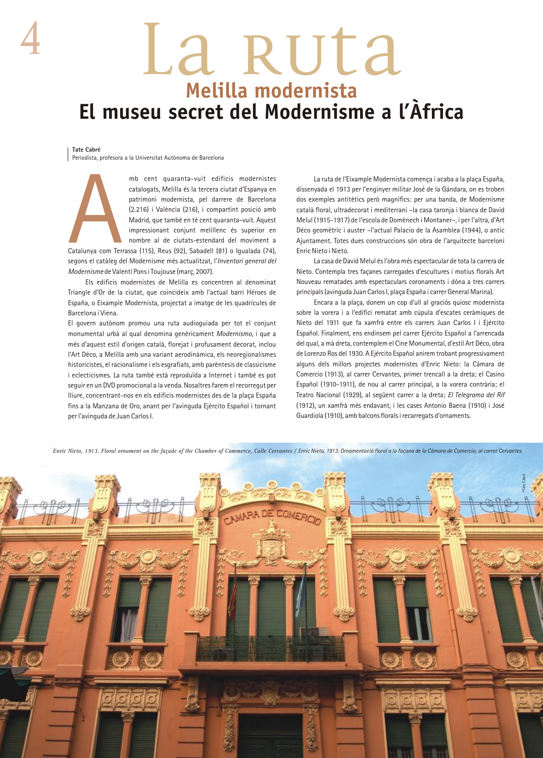# La ruta

## Melilla modernista

# El museu secret del Modernisme a l'Àfrica

**Tate Cabré**
Periodista, profesora a la Universitat Autònoma de Barcelona

Amb cent quaranta-vuit edificis modernistes catalogats, Melilla és la tercera ciutat d'Espanya en patrimoni modernista, pel darrere de Barcelona (2.216) i València (216), i compartint posició amb Madrid, que també en té cent quaranta-vuit. Aquest impressionant conjunt melillenc és superior en nombre al de ciutats-estendard del moviment a Catalunya com Terrassa (115), Reus (92), Sabadell (81) o Igualada (74), segons el catàleg del Modernisme més actualitzat, l'*Inventari general del Modernisme* de Valentí Pons i Toujouse (març, 2007).

Els edificis modernistes de Melilla es concentren al denominat Triangle d'Or de la ciutat, que coincideix amb l'actual barri Héroes de España, o Eixample Modernista, projectat a imatge de les quadrícules de Barcelona i Viena.

El govern autònom promou una ruta audioguiada per tot el conjunt monumental urbà al qual denomina genèricament *Modernismo*, i que a més d'aquest estil d'origen català, florejat i profusament decorat, inclou l'Art Déco, a Melilla amb una variant aerodinàmica, els neoregionalismes historicistes, el racionalisme i els esgrafiats, amb parèntesis de classicisme i eclecticismes. La ruta també està reproduïda a Internet i també es pot seguir en un DVD promocional a la venda. Nosaltres farem el recorregut per lliure, concentrant-nos en els edificis modernistes des de la plaça España fins a la Manzana de Oro, anant per l'avinguda Ejército Español i tornant per l'avinguda de Juan Carlos I.

La ruta de l'Eixample Modernista comença i acaba a la plaça España, dissenyada el 1913 per l'enginyer militar José de la Gándara, on es troben dos exemples antitètics però magnífics: per una banda, de Modernisme català floral, ultradecorat i mediterrani –la casa taronja i blanca de David Melul (1915-1917) de l'escola de Domènech i Montaner–, i per l'altra, d'Art Déco geomètric i auster –l'actual Palacio de la Asamblea (1944), o antic Ajuntament. Totes dues construccions són obra de l'arquitecte barceloní Enric Nieto i Nieto.

La casa de David Melul és l'obra més espectacular de tota la carrera de Nieto. Contempla tres façanes carregades d'escultures i motius florals Art Nouveau rematades amb espectaculars coronaments i dóna a tres carrers principals (avinguda Juan Carlos I, plaça España i carrer General Marina).

Encara a la plaça, donem un cop d'ull al graciós quiosc modernista sobre la vorera i a l'edifici rematat amb cúpula d'escates ceràmiques de Nieto del 1911 que fa xamfrà entre els carrers Juan Carlos I i Ejército Español. Finalment, ens endinsem pel carrer Ejército Español a l'arrencada del qual, a mà dreta, contemplem el Cine Monumental, d'estil Art Déco, obra de Lorenzo Ros del 1930. A Ejército Español anirem trobant progressivament alguns dels millors projectes modernistes d'Enric Nieto: la Cámara de Comercio (1913), al carrer Cervantes, primer trencall a la dreta; el Casino Español (1910-1911), de nou al carrer principal, a la vorera contrària; el Teatro Nacional (1929), al següent carrer a la dreta; *El Telegrama del Rif* (1912), un xamfrà més endavant, i les cases Antonio Baena (1910) i José Guardiola (1910), amb balcons florals i recarregats d'ornaments.

*Enric Nieto, 1913. Floral ornament on the façade of the Chamber of Commerce, Calle Cervantes / Enric Nieto, 1913. Ornamentació floral a la façana de la Cámara de Comercio, al carrer Cervantes*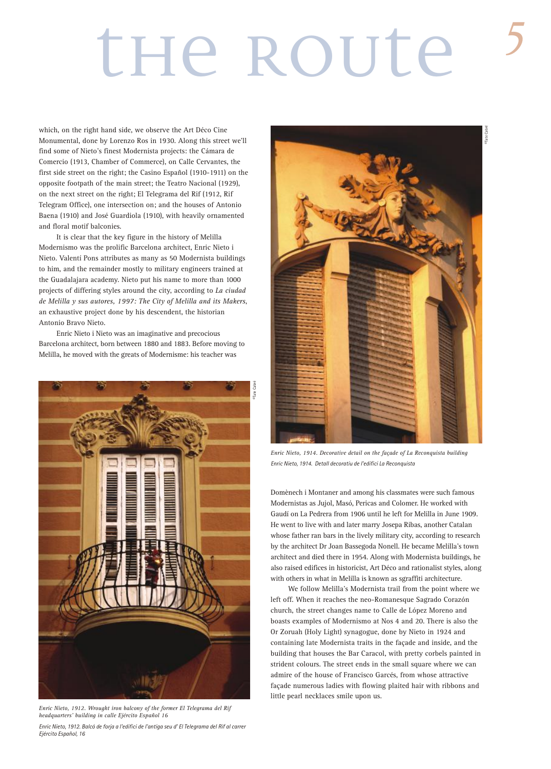# the route

which, on the right hand side, we observe the Art Déco Cine Monumental, done by Lorenzo Ros in 1930. Along this street we'll find some of Nieto's finest Modernista projects: the Cámara de Comercio (1913, Chamber of Commerce), on Calle Cervantes, the first side street on the right; the Casino Español (1910-1911) on the opposite footpath of the main street; the Teatro Nacional (1929), on the next street on the right; El Telegrama del Rif (1912, Rif Telegram Office), one intersection on; and the houses of Antonio Baena (1910) and José Guardiola (1910), with heavily ornamented and floral motif balconies.

It is clear that the key figure in the history of Melilla Modernismo was the prolific Barcelona architect, Enric Nieto i Nieto. Valentí Pons attributes as many as 50 Modernista buildings to him, and the remainder mostly to military engineers trained at the Guadalajara academy. Nieto put his name to more than 1000 projects of differing styles around the city, according to *La ciudad de Melilla y sus autores, 1997: The City of Melilla and its Makers*, an exhaustive project done by his descendent, the historian Antonio Bravo Nieto.

Enric Nieto i Nieto was an imaginative and precocious Barcelona architect, born between 1880 and 1883. Before moving to Melilla, he moved with the greats of Modernisme: his teacher was Domènech i Montaner and among his classmates were such famous Modernistas as Jujol, Masó, Pericas and Colomer. He worked with Gaudí on La Pedrera from 1906 until he left for Melilla in June 1909. He went to live with and later marry Josepa Ribas, another Catalan whose father ran bars in the lively military city, according to research by the architect Dr Joan Bassegoda Nonell. He became Melilla's town architect and died there in 1954. Along with Modernista buildings, he also raised edifices in historicist, Art Déco and rationalist styles, along with others in what in Melilla is known as sgraffiti architecture.

We follow Melilla's Modernista trail from the point where we left off. When it reaches the neo-Romanesque Sagrado Corazón church, the street changes name to Calle de López Moreno and boasts examples of Modernismo at Nos 4 and 20. There is also the Or Zoruah (Holy Light) synagogue, done by Nieto in 1924 and containing late Modernista traits in the façade and inside, and the building that houses the Bar Caracol, with pretty corbels painted in strident colours. The street ends in the small square where we can admire of the house of Francisco Garcés, from whose attractive façade numerous ladies with flowing plaited hair with ribbons and little pearl necklaces smile upon us.

*Enric Nieto, 1914. Decorative detail on the façade of La Reconquista building*

*Enric Nieto, 1914. Detall decoratiu de l'edifici La Reconquista*

*Enric Nieto, 1912. Wrought iron balcony of the former El Telegrama del Rif headquarters' building in calle Ejército Español 16*

*Enric Nieto, 1912. Balcó de forja a l'edifici de l'antiga seu d' El Telegrama del Rif al carrer Ejército Español, 16*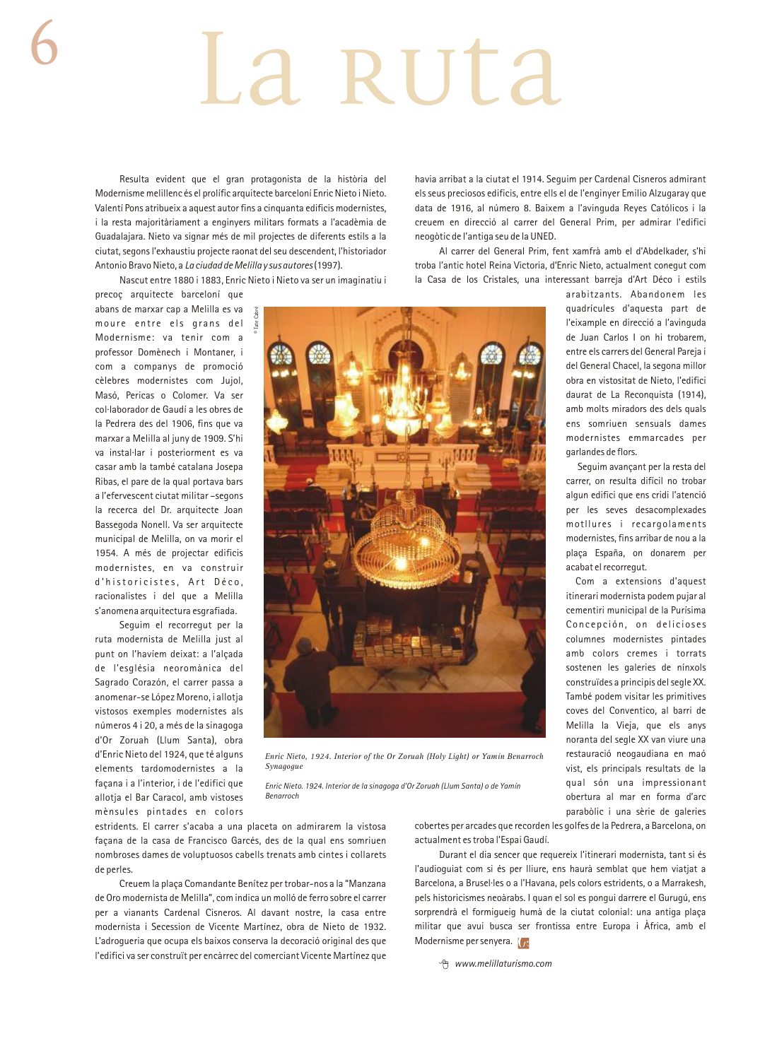# La ruta

Resulta evident que el gran protagonista de la història del Modernisme melillenc és el prolífic arquitecte barceloní Enric Nieto i Nieto. Valentí Pons atribueix a aquest autor fins a cinquanta edificis modernistes, i la resta majoritàriament a enginyers militars formats a l'acadèmia de Guadalajara. Nieto va signar més de mil projectes de diferents estils a la ciutat, segons l'exhaustiu projecte raonat del seu descendent, l'historiador Antonio Bravo Nieto, a *La ciudad de Melilla y sus autores* (1997).

Nascut entre 1880 i 1883, Enric Nieto i Nieto va ser un imaginatiu i precoç arquitecte barceloní que abans de marxar cap a Melilla es va moure entre els grans del Modernisme: va tenir com a professor Domènech i Montaner, i com a companys de promoció cèlebres modernistes com Jujol, Masó, Pericas o Colomer. Va ser col·laborador de Gaudí a les obres de la Pedrera des del 1906, fins que va marxar a Melilla al juny de 1909. S'hi va instal·lar i posteriorment es va casar amb la també catalana Josepa Ribas, el pare de la qual portava bars a l'efervescent ciutat militar –segons la recerca del Dr. arquitecte Joan Bassegoda Nonell. Va ser arquitecte municipal de Melilla, on va morir el 1954. A més de projectar edificis modernistes, en va construir d'historicistes, Art Déco, racionalistes i del que a Melilla s'anomena arquitectura esgrafiada.

Seguim el recorregut per la ruta modernista de Melilla just al punt on l'havíem deixat: a l'alçada de l'església neoromànica del Sagrado Corazón, el carrer passa a anomenar-se López Moreno, i allotja vistosos exemples modernistes als números 4 i 20, a més de la sinagoga d'Or Zoruah (Llum Santa), obra d'Enric Nieto del 1924, que té alguns elements tardomodernistes a la façana i a l'interior, i de l'edifici que allotja el Bar Caracol, amb vistoses mènsules pintades en colors estridents. El carrer s'acaba a una placeta on admirarem la vistosa façana de la casa de Francisco Garcés, des de la qual ens somriuen nombroses dames de voluptuosos cabells trenats amb cintes i collarets de perles.

Creuem la plaça Comandante Benítez per trobar-nos a la "Manzana de Oro modernista de Melilla", com indica un molló de ferro sobre el carrer per a vianants Cardenal Cisneros. Al davant nostre, la casa entre modernista i Secession de Vicente Martínez, obra de Nieto de 1932. L'adrogueria que ocupa els baixos conserva la decoració original des que l'edifici va ser construït per encàrrec del comerciant Vicente Martínez que havia arribat a la ciutat el 1914. Seguim per Cardenal Cisneros admirant els seus preciosos edificis, entre ells el de l'enginyer Emilio Alzugaray que data de 1916, al número 8. Baixem a l'avinguda Reyes Católicos i la creuem en direcció al carrer del General Prim, per admirar l'edifici neogòtic de l'antiga seu de la UNED.

Al carrer del General Prim, fent xamfrà amb el d'Abdelkader, s'hi troba l'antic hotel Reina Victoria, d'Enric Nieto, actualment conegut com la Casa de los Cristales, una interessant barreja d'Art Déco i estils arabitzants. Abandonem les quadrícules d'aquesta part de l'eixample en direcció a l'avinguda de Juan Carlos I on hi trobarem, entre els carrers del General Pareja i del General Chacel, la segona millor obra en vistositat de Nieto, l'edifici daurat de La Reconquista (1914), amb molts miradors des dels quals ens somriuen sensuals dames modernistes emmarcades per garlandes de flors.

Seguim avançant per la resta del carrer, on resulta difícil no trobar algun edifici que ens cridi l'atenció per les seves desacomplexades motllures i recargolaments modernistes, fins arribar de nou a la plaça Espanya, on donarem per acabat el recorregut.

Com a extensions d'aquest itinerari modernista podem pujar al cementiri municipal de la Purísima Concepción, on delicioses columnes modernistes pintades amb colors cremes i torrats sostenen les galeries de nínxols construïdes a principis del segle XX. També podem visitar les primitives coves del Conventico, al barri de Melilla la Vieja, que els anys noranta del segle XX van viure una restauració neogaudiana en maó vist, els principals resultats de la qual són una impressionant obertura al mar en forma d'arc parabòlic i una sèrie de galeries cobertes per arcades que recorden les golfes de la Pedrera, a Barcelona, on actualment es troba l'Espai Gaudí.

Durant el dia sencer que requereix l'itinerari modernista, tant si és l'audioguiat com si és per lliure, ens haurà semblat que hem viatjat a Barcelona, a Brussel·les o a l'Havana, pels colors estridents, o a Marrakesh, pels historicismes neoàrabs. I quan el sol es pongui darrere el Gurugú, ens sorprendrà el formigueig humà de la ciutat colonial: una antiga plaça militar que avui busca ser frontissa entre Europa i Àfrica, amb el Modernisme per senyera.

*Enric Nieto, 1924. Interior of the Or Zoruah (Holy Light) or Yamín Benarroch Synagogue*

*Enric Nieto. 1924. Interior de la sinagoga d'Or Zoruah (Llum Santa) o de Yamín Benarroch*

www.melillaturismo.com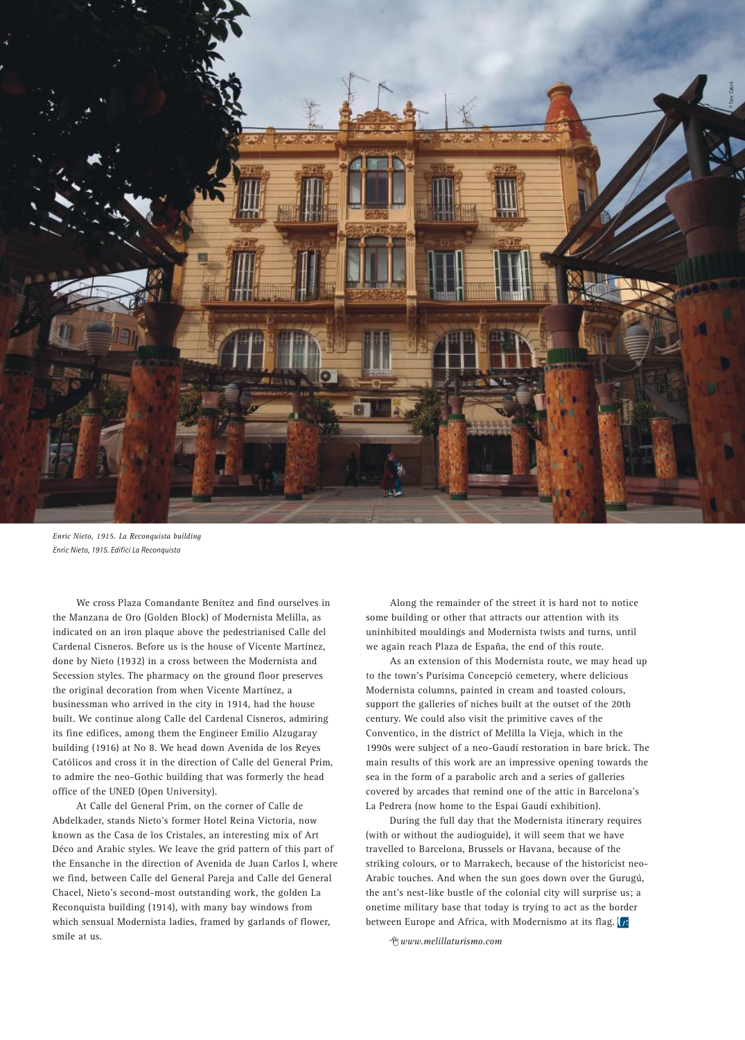*Enric Nieto, 1915. La Reconquista building*
*Enric Nieto, 1915. Edifici La Reconquista*

We cross Plaza Comandante Benítez and find ourselves in the Manzana de Oro (Golden Block) of Modernista Melilla, as indicated on an iron plaque above the pedestrianised Calle del Cardenal Cisneros. Before us is the house of Vicente Martínez, done by Nieto (1932) in a cross between the Modernista and Secession styles. The pharmacy on the ground floor preserves the original decoration from when Vicente Martínez, a businessman who arrived in the city in 1914, had the house built. We continue along Calle del Cardenal Cisneros, admiring its fine edifices, among them the Engineer Emilio Alzugaray building (1916) at No 8. We head down Avenida de los Reyes Católicos and cross it in the direction of Calle del General Prim, to admire the neo-Gothic building that was formerly the head office of the UNED (Open University).

At Calle del General Prim, on the corner of Calle de Abdelkader, stands Nieto's former Hotel Reina Victoria, now known as the Casa de los Cristales, an interesting mix of Art Déco and Arabic styles. We leave the grid pattern of this part of the Ensanche in the direction of Avenida de Juan Carlos I, where we find, between Calle del General Pareja and Calle del General Chacel, Nieto's second-most outstanding work, the golden La Reconquista building (1914), with many bay windows from which sensual Modernista ladies, framed by garlands of flower, smile at us.

Along the remainder of the street it is hard not to notice some building or other that attracts our attention with its uninhibited mouldings and Modernista twists and turns, until we again reach Plaza de España, the end of this route.

As an extension of this Modernista route, we may head up to the town's Purísima Concepció cemetery, where delicious Modernista columns, painted in cream and toasted colours, support the galleries of niches built at the outset of the 20th century. We could also visit the primitive caves of the Conventico, in the district of Melilla la Vieja, which in the 1990s were subject of a neo-Gaudí restoration in bare brick. The main results of this work are an impressive opening towards the sea in the form of a parabolic arch and a series of galleries covered by arcades that remind one of the attic in Barcelona's La Pedrera (now home to the Espai Gaudí exhibition).

During the full day that the Modernista itinerary requires (with or without the audioguide), it will seem that we have travelled to Barcelona, Brussels or Havana, because of the striking colours, or to Marrakech, because of the historicist neo-Arabic touches. And when the sun goes down over the Gurugú, the ant's nest-like bustle of the colonial city will surprise us; a onetime military base that today is trying to act as the border between Europe and Africa, with Modernismo at its flag.

*www.melillaturismo.com*